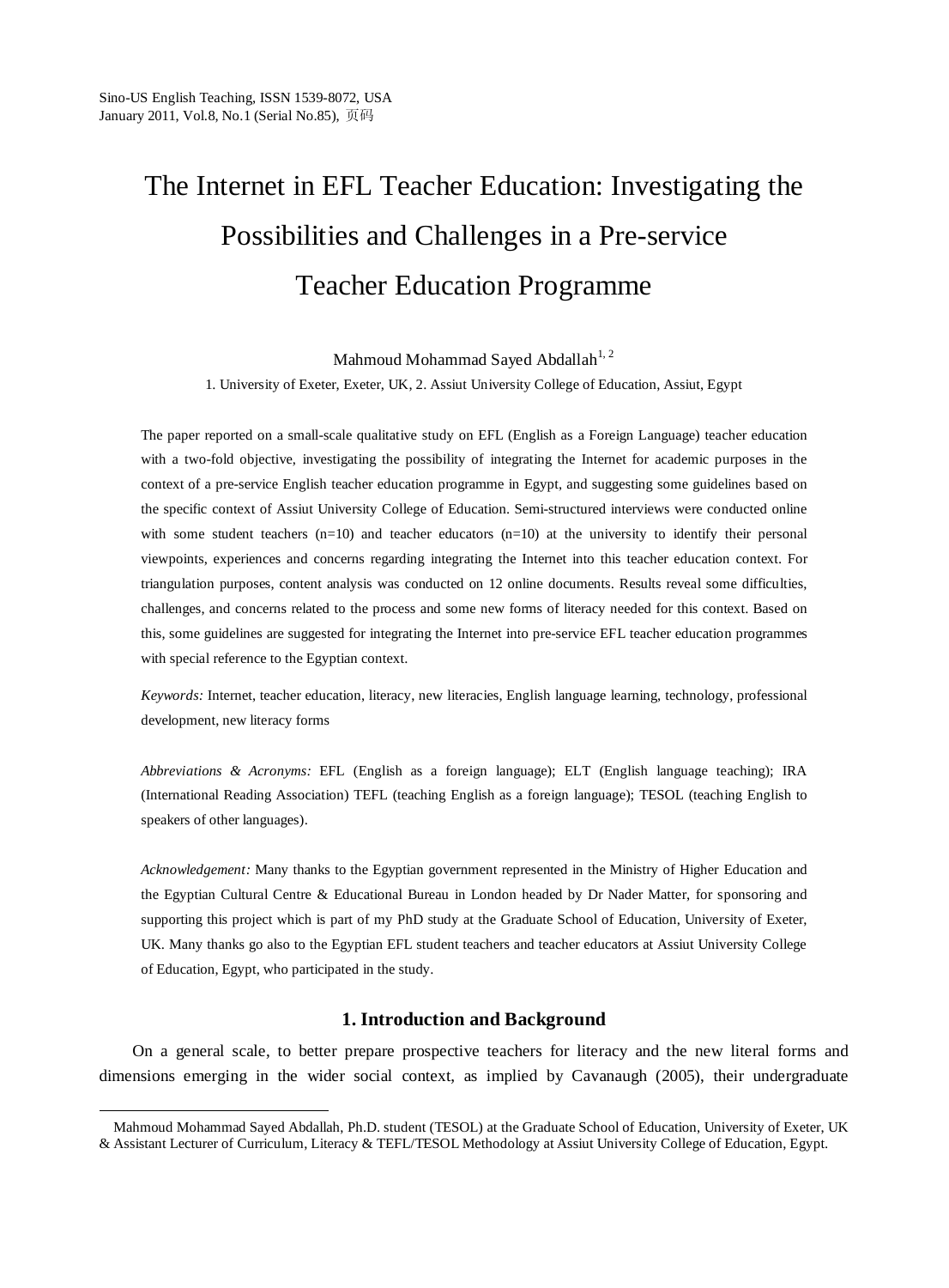# The Internet in EFL Teacher Education: Investigating the Possibilities and Challenges in a Pre-service Teacher Education Programme

Mahmoud Mohammad Sayed Abdallah[1, 2]

1. University of Exeter, Exeter, UK, 2. Assiut University College of Education, Assiut, Egypt

The paper reported on a small-scale qualitative study on EFL (English as a Foreign Language) teacher education with a two-fold objective, investigating the possibility of integrating the Internet for academic purposes in the context of a pre-service English teacher education programme in Egypt, and suggesting some guidelines based on the specific context of Assiut University College of Education. Semi-structured interviews were conducted online with some student teachers (n=10) and teacher educators (n=10) at the university to identify their personal viewpoints, experiences and concerns regarding integrating the Internet into this teacher education context. For triangulation purposes, content analysis was conducted on 12 online documents. Results reveal some difficulties, challenges, and concerns related to the process and some new forms of literacy needed for this context. Based on this, some guidelines are suggested for integrating the Internet into pre-service EFL teacher education programmes with special reference to the Egyptian context.

*Keywords:* Internet, teacher education, literacy, new literacies, English language learning, technology, professional development, new literacy forms

*Abbreviations & Acronyms:* EFL (English as a foreign language); ELT (English language teaching); IRA (International Reading Association) TEFL (teaching English as a foreign language); TESOL (teaching English to speakers of other languages).

*Acknowledgement:* Many thanks to the Egyptian government represented in the Ministry of Higher Education and the Egyptian Cultural Centre & Educational Bureau in London headed by Dr Nader Matter, for sponsoring and supporting this project which is part of my PhD study at the Graduate School of Education, University of Exeter, UK. Many thanks go also to the Egyptian EFL student teachers and teacher educators at Assiut University College of Education, Egypt, who participated in the study.

## 1. Introduction and Background

On a general scale, to better prepare prospective teachers for literacy and the new literal forms and dimensions emerging in the wider social context, as implied by Cavanaugh (2005), their undergraduate

---

Mahmoud Mohammad Sayed Abdallah, Ph.D. student (TESOL) at the Graduate School of Education, University of Exeter, UK & Assistant Lecturer of Curriculum, Literacy & TEFL/TESOL Methodology at Assiut University College of Education, Egypt.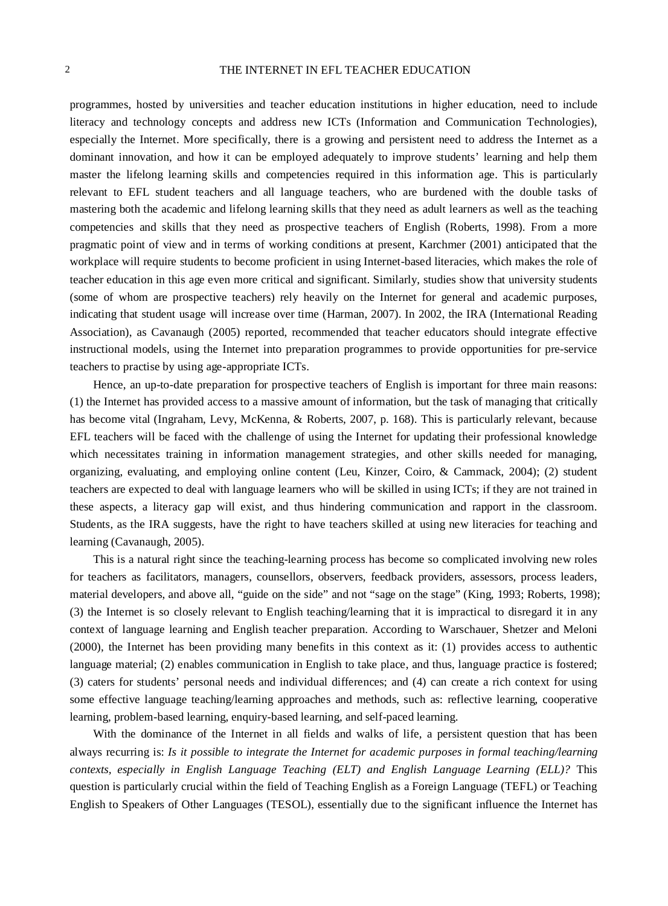programmes, hosted by universities and teacher education institutions in higher education, need to include literacy and technology concepts and address new ICTs (Information and Communication Technologies), especially the Internet. More specifically, there is a growing and persistent need to address the Internet as a dominant innovation, and how it can be employed adequately to improve students' learning and help them master the lifelong learning skills and competencies required in this information age. This is particularly relevant to EFL student teachers and all language teachers, who are burdened with the double tasks of mastering both the academic and lifelong learning skills that they need as adult learners as well as the teaching competencies and skills that they need as prospective teachers of English (Roberts, 1998). From a more pragmatic point of view and in terms of working conditions at present, Karchmer (2001) anticipated that the workplace will require students to become proficient in using Internet-based literacies, which makes the role of teacher education in this age even more critical and significant. Similarly, studies show that university students (some of whom are prospective teachers) rely heavily on the Internet for general and academic purposes, indicating that student usage will increase over time (Harman, 2007). In 2002, the IRA (International Reading Association), as Cavanaugh (2005) reported, recommended that teacher educators should integrate effective instructional models, using the Internet into preparation programmes to provide opportunities for pre-service teachers to practise by using age-appropriate ICTs.

Hence, an up-to-date preparation for prospective teachers of English is important for three main reasons: (1) the Internet has provided access to a massive amount of information, but the task of managing that critically has become vital (Ingraham, Levy, McKenna, & Roberts, 2007, p. 168). This is particularly relevant, because EFL teachers will be faced with the challenge of using the Internet for updating their professional knowledge which necessitates training in information management strategies, and other skills needed for managing, organizing, evaluating, and employing online content (Leu, Kinzer, Coiro, & Cammack, 2004); (2) student teachers are expected to deal with language learners who will be skilled in using ICTs; if they are not trained in these aspects, a literacy gap will exist, and thus hindering communication and rapport in the classroom. Students, as the IRA suggests, have the right to have teachers skilled at using new literacies for teaching and learning (Cavanaugh, 2005).

This is a natural right since the teaching-learning process has become so complicated involving new roles for teachers as facilitators, managers, counsellors, observers, feedback providers, assessors, process leaders, material developers, and above all, "guide on the side" and not "sage on the stage" (King, 1993; Roberts, 1998); (3) the Internet is so closely relevant to English teaching/learning that it is impractical to disregard it in any context of language learning and English teacher preparation. According to Warschauer, Shetzer and Meloni (2000), the Internet has been providing many benefits in this context as it: (1) provides access to authentic language material; (2) enables communication in English to take place, and thus, language practice is fostered; (3) caters for students' personal needs and individual differences; and (4) can create a rich context for using some effective language teaching/learning approaches and methods, such as: reflective learning, cooperative learning, problem-based learning, enquiry-based learning, and self-paced learning.

With the dominance of the Internet in all fields and walks of life, a persistent question that has been always recurring is: *Is it possible to integrate the Internet for academic purposes in formal teaching/learning contexts, especially in English Language Teaching (ELT) and English Language Learning (ELL)?* This question is particularly crucial within the field of Teaching English as a Foreign Language (TEFL) or Teaching English to Speakers of Other Languages (TESOL), essentially due to the significant influence the Internet has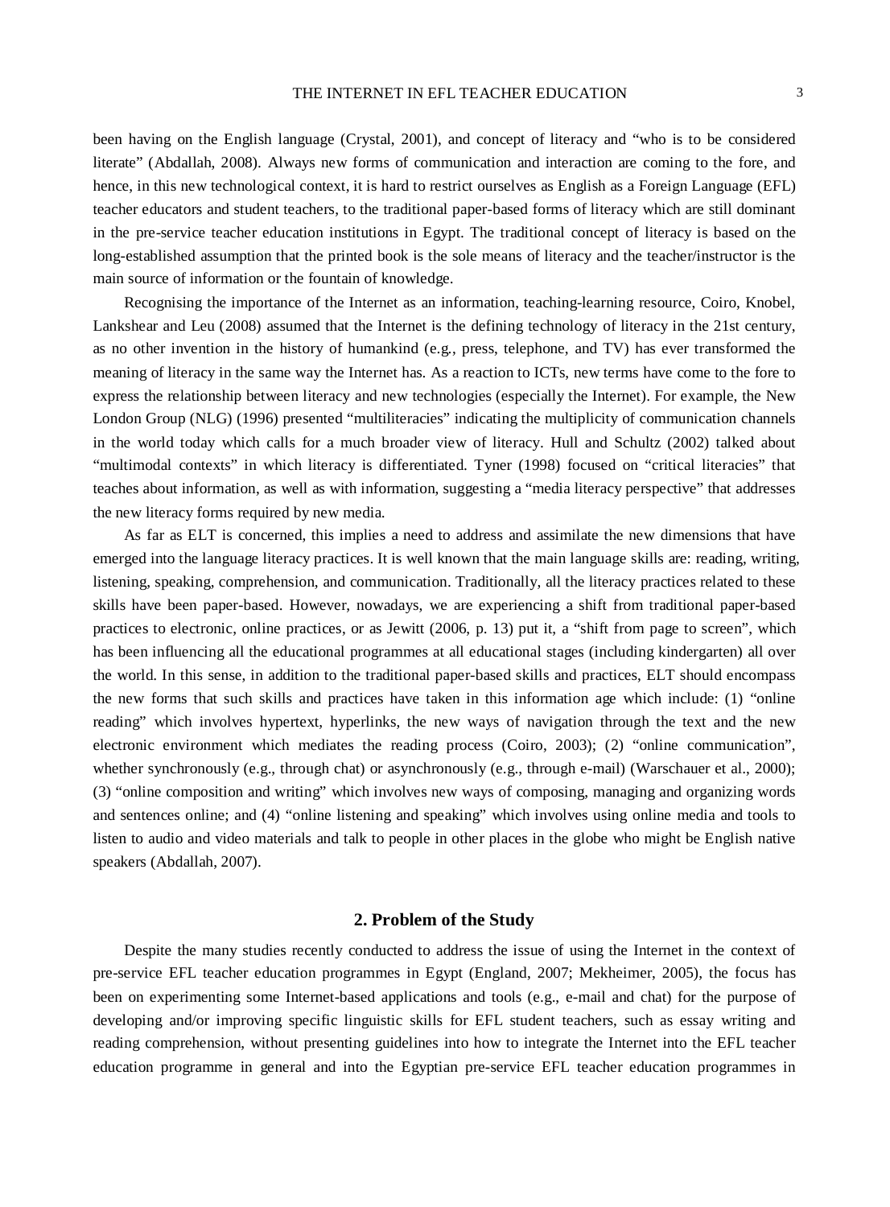been having on the English language (Crystal, 2001), and concept of literacy and "who is to be considered literate" (Abdallah, 2008). Always new forms of communication and interaction are coming to the fore, and hence, in this new technological context, it is hard to restrict ourselves as English as a Foreign Language (EFL) teacher educators and student teachers, to the traditional paper-based forms of literacy which are still dominant in the pre-service teacher education institutions in Egypt. The traditional concept of literacy is based on the long-established assumption that the printed book is the sole means of literacy and the teacher/instructor is the main source of information or the fountain of knowledge.

Recognising the importance of the Internet as an information, teaching-learning resource, Coiro, Knobel, Lankshear and Leu (2008) assumed that the Internet is the defining technology of literacy in the 21st century, as no other invention in the history of humankind (e.g., press, telephone, and TV) has ever transformed the meaning of literacy in the same way the Internet has. As a reaction to ICTs, new terms have come to the fore to express the relationship between literacy and new technologies (especially the Internet). For example, the New London Group (NLG) (1996) presented "multiliteracies" indicating the multiplicity of communication channels in the world today which calls for a much broader view of literacy. Hull and Schultz (2002) talked about "multimodal contexts" in which literacy is differentiated. Tyner (1998) focused on "critical literacies" that teaches about information, as well as with information, suggesting a "media literacy perspective" that addresses the new literacy forms required by new media.

As far as ELT is concerned, this implies a need to address and assimilate the new dimensions that have emerged into the language literacy practices. It is well known that the main language skills are: reading, writing, listening, speaking, comprehension, and communication. Traditionally, all the literacy practices related to these skills have been paper-based. However, nowadays, we are experiencing a shift from traditional paper-based practices to electronic, online practices, or as Jewitt (2006, p. 13) put it, a "shift from page to screen", which has been influencing all the educational programmes at all educational stages (including kindergarten) all over the world. In this sense, in addition to the traditional paper-based skills and practices, ELT should encompass the new forms that such skills and practices have taken in this information age which include: (1) "online reading" which involves hypertext, hyperlinks, the new ways of navigation through the text and the new electronic environment which mediates the reading process (Coiro, 2003); (2) "online communication", whether synchronously (e.g., through chat) or asynchronously (e.g., through e-mail) (Warschauer et al., 2000); (3) "online composition and writing" which involves new ways of composing, managing and organizing words and sentences online; and (4) "online listening and speaking" which involves using online media and tools to listen to audio and video materials and talk to people in other places in the globe who might be English native speakers (Abdallah, 2007).

## 2. Problem of the Study

Despite the many studies recently conducted to address the issue of using the Internet in the context of pre-service EFL teacher education programmes in Egypt (England, 2007; Mekheimer, 2005), the focus has been on experimenting some Internet-based applications and tools (e.g., e-mail and chat) for the purpose of developing and/or improving specific linguistic skills for EFL student teachers, such as essay writing and reading comprehension, without presenting guidelines into how to integrate the Internet into the EFL teacher education programme in general and into the Egyptian pre-service EFL teacher education programmes in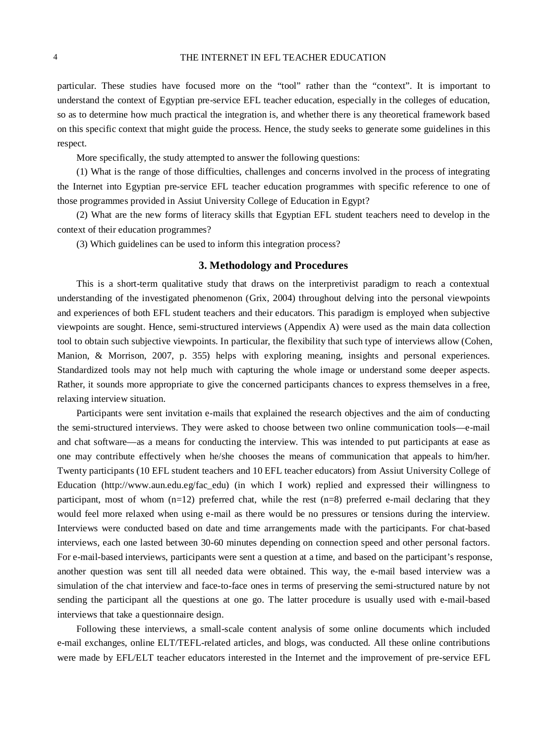particular. These studies have focused more on the "tool" rather than the "context". It is important to understand the context of Egyptian pre-service EFL teacher education, especially in the colleges of education, so as to determine how much practical the integration is, and whether there is any theoretical framework based on this specific context that might guide the process. Hence, the study seeks to generate some guidelines in this respect.

More specifically, the study attempted to answer the following questions:

(1) What is the range of those difficulties, challenges and concerns involved in the process of integrating the Internet into Egyptian pre-service EFL teacher education programmes with specific reference to one of those programmes provided in Assiut University College of Education in Egypt?

(2) What are the new forms of literacy skills that Egyptian EFL student teachers need to develop in the context of their education programmes?

(3) Which guidelines can be used to inform this integration process?

## 3. Methodology and Procedures

This is a short-term qualitative study that draws on the interpretivist paradigm to reach a contextual understanding of the investigated phenomenon (Grix, 2004) throughout delving into the personal viewpoints and experiences of both EFL student teachers and their educators. This paradigm is employed when subjective viewpoints are sought. Hence, semi-structured interviews (Appendix A) were used as the main data collection tool to obtain such subjective viewpoints. In particular, the flexibility that such type of interviews allow (Cohen, Manion, & Morrison, 2007, p. 355) helps with exploring meaning, insights and personal experiences. Standardized tools may not help much with capturing the whole image or understand some deeper aspects. Rather, it sounds more appropriate to give the concerned participants chances to express themselves in a free, relaxing interview situation.

Participants were sent invitation e-mails that explained the research objectives and the aim of conducting the semi-structured interviews. They were asked to choose between two online communication tools—e-mail and chat software—as a means for conducting the interview. This was intended to put participants at ease as one may contribute effectively when he/she chooses the means of communication that appeals to him/her. Twenty participants (10 EFL student teachers and 10 EFL teacher educators) from Assiut University College of Education (http://www.aun.edu.eg/fac_edu) (in which I work) replied and expressed their willingness to participant, most of whom (n=12) preferred chat, while the rest (n=8) preferred e-mail declaring that they would feel more relaxed when using e-mail as there would be no pressures or tensions during the interview. Interviews were conducted based on date and time arrangements made with the participants. For chat-based interviews, each one lasted between 30-60 minutes depending on connection speed and other personal factors. For e-mail-based interviews, participants were sent a question at a time, and based on the participant's response, another question was sent till all needed data were obtained. This way, the e-mail based interview was a simulation of the chat interview and face-to-face ones in terms of preserving the semi-structured nature by not sending the participant all the questions at one go. The latter procedure is usually used with e-mail-based interviews that take a questionnaire design.

Following these interviews, a small-scale content analysis of some online documents which included e-mail exchanges, online ELT/TEFL-related articles, and blogs, was conducted. All these online contributions were made by EFL/ELT teacher educators interested in the Internet and the improvement of pre-service EFL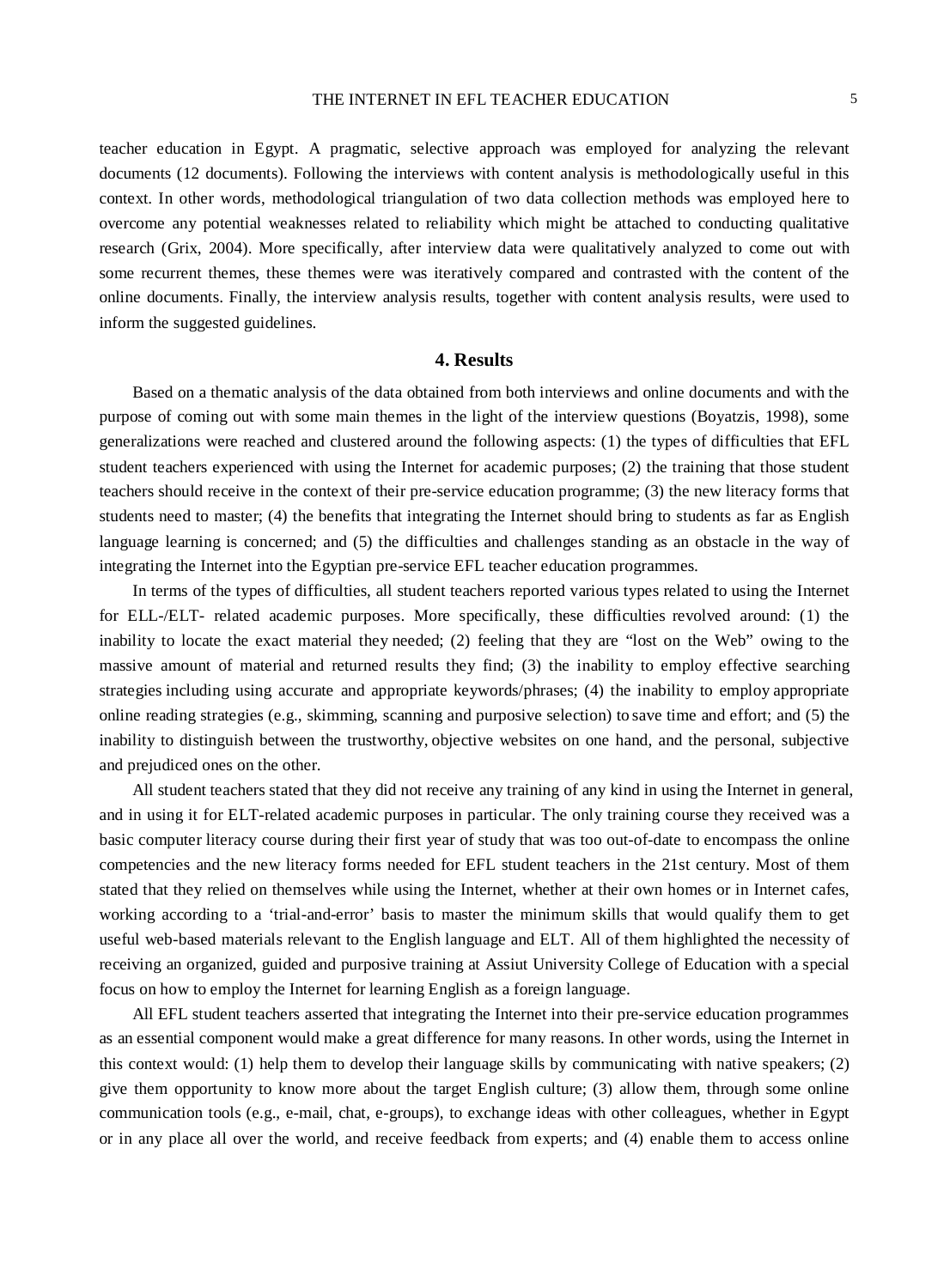teacher education in Egypt. A pragmatic, selective approach was employed for analyzing the relevant documents (12 documents). Following the interviews with content analysis is methodologically useful in this context. In other words, methodological triangulation of two data collection methods was employed here to overcome any potential weaknesses related to reliability which might be attached to conducting qualitative research (Grix, 2004). More specifically, after interview data were qualitatively analyzed to come out with some recurrent themes, these themes were was iteratively compared and contrasted with the content of the online documents. Finally, the interview analysis results, together with content analysis results, were used to inform the suggested guidelines.

## 4. Results

Based on a thematic analysis of the data obtained from both interviews and online documents and with the purpose of coming out with some main themes in the light of the interview questions (Boyatzis, 1998), some generalizations were reached and clustered around the following aspects: (1) the types of difficulties that EFL student teachers experienced with using the Internet for academic purposes; (2) the training that those student teachers should receive in the context of their pre-service education programme; (3) the new literacy forms that students need to master; (4) the benefits that integrating the Internet should bring to students as far as English language learning is concerned; and (5) the difficulties and challenges standing as an obstacle in the way of integrating the Internet into the Egyptian pre-service EFL teacher education programmes.

In terms of the types of difficulties, all student teachers reported various types related to using the Internet for ELL-/ELT- related academic purposes. More specifically, these difficulties revolved around: (1) the inability to locate the exact material they needed; (2) feeling that they are "lost on the Web" owing to the massive amount of material and returned results they find; (3) the inability to employ effective searching strategies including using accurate and appropriate keywords/phrases; (4) the inability to employ appropriate online reading strategies (e.g., skimming, scanning and purposive selection) to save time and effort; and (5) the inability to distinguish between the trustworthy, objective websites on one hand, and the personal, subjective and prejudiced ones on the other.

All student teachers stated that they did not receive any training of any kind in using the Internet in general, and in using it for ELT-related academic purposes in particular. The only training course they received was a basic computer literacy course during their first year of study that was too out-of-date to encompass the online competencies and the new literacy forms needed for EFL student teachers in the 21st century. Most of them stated that they relied on themselves while using the Internet, whether at their own homes or in Internet cafes, working according to a 'trial-and-error' basis to master the minimum skills that would qualify them to get useful web-based materials relevant to the English language and ELT. All of them highlighted the necessity of receiving an organized, guided and purposive training at Assiut University College of Education with a special focus on how to employ the Internet for learning English as a foreign language.

All EFL student teachers asserted that integrating the Internet into their pre-service education programmes as an essential component would make a great difference for many reasons. In other words, using the Internet in this context would: (1) help them to develop their language skills by communicating with native speakers; (2) give them opportunity to know more about the target English culture; (3) allow them, through some online communication tools (e.g., e-mail, chat, e-groups), to exchange ideas with other colleagues, whether in Egypt or in any place all over the world, and receive feedback from experts; and (4) enable them to access online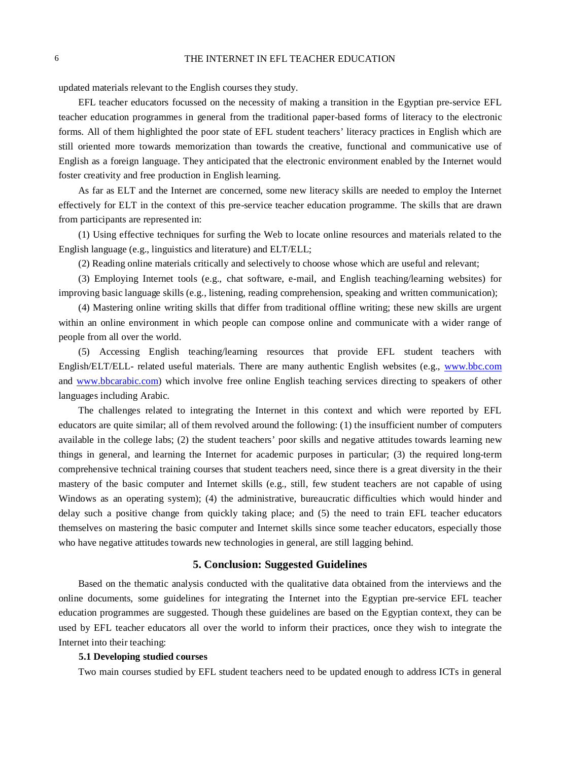updated materials relevant to the English courses they study.

EFL teacher educators focussed on the necessity of making a transition in the Egyptian pre-service EFL teacher education programmes in general from the traditional paper-based forms of literacy to the electronic forms. All of them highlighted the poor state of EFL student teachers' literacy practices in English which are still oriented more towards memorization than towards the creative, functional and communicative use of English as a foreign language. They anticipated that the electronic environment enabled by the Internet would foster creativity and free production in English learning.

As far as ELT and the Internet are concerned, some new literacy skills are needed to employ the Internet effectively for ELT in the context of this pre-service teacher education programme. The skills that are drawn from participants are represented in:

(1) Using effective techniques for surfing the Web to locate online resources and materials related to the English language (e.g., linguistics and literature) and ELT/ELL;

(2) Reading online materials critically and selectively to choose whose which are useful and relevant;

(3) Employing Internet tools (e.g., chat software, e-mail, and English teaching/learning websites) for improving basic language skills (e.g., listening, reading comprehension, speaking and written communication);

(4) Mastering online writing skills that differ from traditional offline writing; these new skills are urgent within an online environment in which people can compose online and communicate with a wider range of people from all over the world.

(5) Accessing English teaching/learning resources that provide EFL student teachers with English/ELT/ELL- related useful materials. There are many authentic English websites (e.g., www.bbc.com and www.bbcarabic.com) which involve free online English teaching services directing to speakers of other languages including Arabic.

The challenges related to integrating the Internet in this context and which were reported by EFL educators are quite similar; all of them revolved around the following: (1) the insufficient number of computers available in the college labs; (2) the student teachers' poor skills and negative attitudes towards learning new things in general, and learning the Internet for academic purposes in particular; (3) the required long-term comprehensive technical training courses that student teachers need, since there is a great diversity in the their mastery of the basic computer and Internet skills (e.g., still, few student teachers are not capable of using Windows as an operating system); (4) the administrative, bureaucratic difficulties which would hinder and delay such a positive change from quickly taking place; and (5) the need to train EFL teacher educators themselves on mastering the basic computer and Internet skills since some teacher educators, especially those who have negative attitudes towards new technologies in general, are still lagging behind.

## 5. Conclusion: Suggested Guidelines

Based on the thematic analysis conducted with the qualitative data obtained from the interviews and the online documents, some guidelines for integrating the Internet into the Egyptian pre-service EFL teacher education programmes are suggested. Though these guidelines are based on the Egyptian context, they can be used by EFL teacher educators all over the world to inform their practices, once they wish to integrate the Internet into their teaching:

### 5.1 Developing studied courses

Two main courses studied by EFL student teachers need to be updated enough to address ICTs in general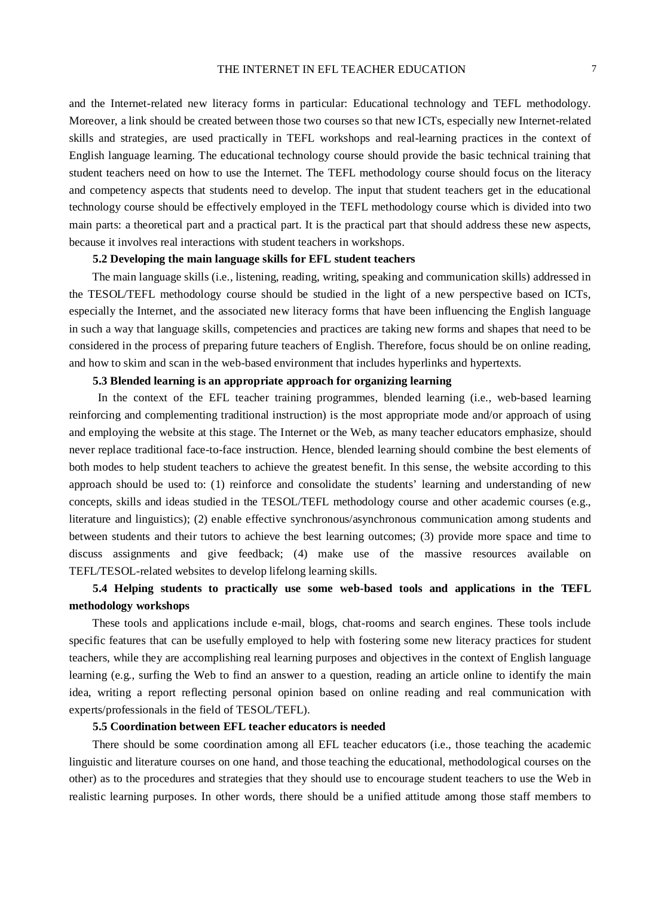and the Internet-related new literacy forms in particular: Educational technology and TEFL methodology. Moreover, a link should be created between those two courses so that new ICTs, especially new Internet-related skills and strategies, are used practically in TEFL workshops and real-learning practices in the context of English language learning. The educational technology course should provide the basic technical training that student teachers need on how to use the Internet. The TEFL methodology course should focus on the literacy and competency aspects that students need to develop. The input that student teachers get in the educational technology course should be effectively employed in the TEFL methodology course which is divided into two main parts: a theoretical part and a practical part. It is the practical part that should address these new aspects, because it involves real interactions with student teachers in workshops.

### 5.2 Developing the main language skills for EFL student teachers

The main language skills (i.e., listening, reading, writing, speaking and communication skills) addressed in the TESOL/TEFL methodology course should be studied in the light of a new perspective based on ICTs, especially the Internet, and the associated new literacy forms that have been influencing the English language in such a way that language skills, competencies and practices are taking new forms and shapes that need to be considered in the process of preparing future teachers of English. Therefore, focus should be on online reading, and how to skim and scan in the web-based environment that includes hyperlinks and hypertexts.

### 5.3 Blended learning is an appropriate approach for organizing learning

In the context of the EFL teacher training programmes, blended learning (i.e., web-based learning reinforcing and complementing traditional instruction) is the most appropriate mode and/or approach of using and employing the website at this stage. The Internet or the Web, as many teacher educators emphasize, should never replace traditional face-to-face instruction. Hence, blended learning should combine the best elements of both modes to help student teachers to achieve the greatest benefit. In this sense, the website according to this approach should be used to: (1) reinforce and consolidate the students' learning and understanding of new concepts, skills and ideas studied in the TESOL/TEFL methodology course and other academic courses (e.g., literature and linguistics); (2) enable effective synchronous/asynchronous communication among students and between students and their tutors to achieve the best learning outcomes; (3) provide more space and time to discuss assignments and give feedback; (4) make use of the massive resources available on TEFL/TESOL-related websites to develop lifelong learning skills.

### 5.4 Helping students to practically use some web-based tools and applications in the TEFL methodology workshops

These tools and applications include e-mail, blogs, chat-rooms and search engines. These tools include specific features that can be usefully employed to help with fostering some new literacy practices for student teachers, while they are accomplishing real learning purposes and objectives in the context of English language learning (e.g., surfing the Web to find an answer to a question, reading an article online to identify the main idea, writing a report reflecting personal opinion based on online reading and real communication with experts/professionals in the field of TESOL/TEFL).

### 5.5 Coordination between EFL teacher educators is needed

There should be some coordination among all EFL teacher educators (i.e., those teaching the academic linguistic and literature courses on one hand, and those teaching the educational, methodological courses on the other) as to the procedures and strategies that they should use to encourage student teachers to use the Web in realistic learning purposes. In other words, there should be a unified attitude among those staff members to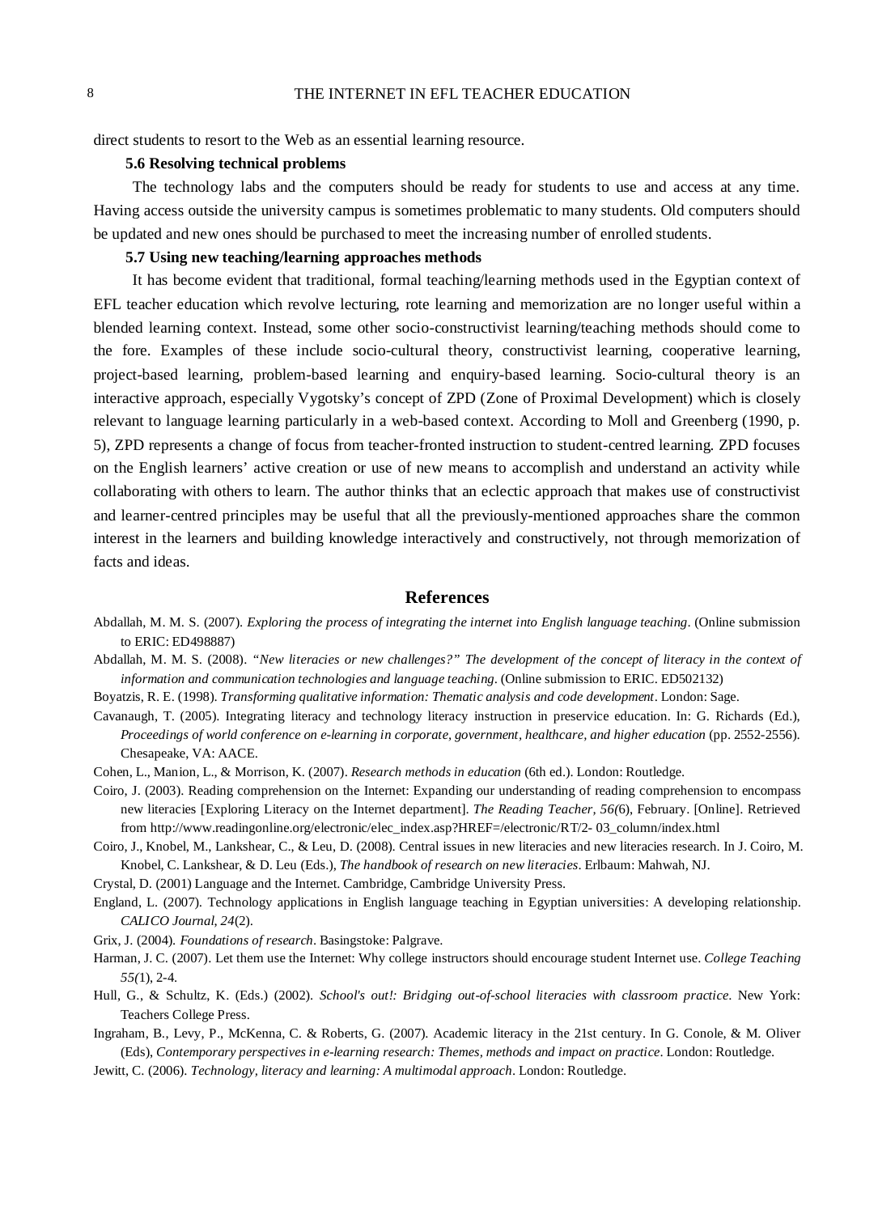direct students to resort to the Web as an essential learning resource.

### 5.6 Resolving technical problems

The technology labs and the computers should be ready for students to use and access at any time. Having access outside the university campus is sometimes problematic to many students. Old computers should be updated and new ones should be purchased to meet the increasing number of enrolled students.

### 5.7 Using new teaching/learning approaches methods

It has become evident that traditional, formal teaching/learning methods used in the Egyptian context of EFL teacher education which revolve lecturing, rote learning and memorization are no longer useful within a blended learning context. Instead, some other socio-constructivist learning/teaching methods should come to the fore. Examples of these include socio-cultural theory, constructivist learning, cooperative learning, project-based learning, problem-based learning and enquiry-based learning. Socio-cultural theory is an interactive approach, especially Vygotsky's concept of ZPD (Zone of Proximal Development) which is closely relevant to language learning particularly in a web-based context. According to Moll and Greenberg (1990, p. 5), ZPD represents a change of focus from teacher-fronted instruction to student-centred learning. ZPD focuses on the English learners' active creation or use of new means to accomplish and understand an activity while collaborating with others to learn. The author thinks that an eclectic approach that makes use of constructivist and learner-centred principles may be useful that all the previously-mentioned approaches share the common interest in the learners and building knowledge interactively and constructively, not through memorization of facts and ideas.

## References

Abdallah, M. M. S. (2007). *Exploring the process of integrating the internet into English language teaching*. (Online submission to ERIC: ED498887)

Abdallah, M. M. S. (2008). *"New literacies or new challenges?" The development of the concept of literacy in the context of information and communication technologies and language teaching*. (Online submission to ERIC. ED502132)

Boyatzis, R. E. (1998). *Transforming qualitative information: Thematic analysis and code development*. London: Sage.

Cavanaugh, T. (2005). Integrating literacy and technology literacy instruction in preservice education. In: G. Richards (Ed.), *Proceedings of world conference on e-learning in corporate, government, healthcare, and higher education* (pp. 2552-2556). Chesapeake, VA: AACE.

Cohen, L., Manion, L., & Morrison, K. (2007). *Research methods in education* (6th ed.). London: Routledge.

Coiro, J. (2003). Reading comprehension on the Internet: Expanding our understanding of reading comprehension to encompass new literacies [Exploring Literacy on the Internet department]. *The Reading Teacher, 56*(6), February. [Online]. Retrieved from http://www.readingonline.org/electronic/elec_index.asp?HREF=/electronic/RT/2- 03_column/index.html

Coiro, J., Knobel, M., Lankshear, C., & Leu, D. (2008). Central issues in new literacies and new literacies research. In J. Coiro, M. Knobel, C. Lankshear, & D. Leu (Eds.), *The handbook of research on new literacies*. Erlbaum: Mahwah, NJ.

Crystal, D. (2001) Language and the Internet. Cambridge, Cambridge University Press.

England, L. (2007). Technology applications in English language teaching in Egyptian universities: A developing relationship. *CALICO Journal, 24*(2).

Grix, J. (2004). *Foundations of research*. Basingstoke: Palgrave.

Harman, J. C. (2007). Let them use the Internet: Why college instructors should encourage student Internet use. *College Teaching 55*(1), 2-4.

Hull, G., & Schultz, K. (Eds.) (2002). *School's out!: Bridging out-of-school literacies with classroom practice*. New York: Teachers College Press.

Ingraham, B., Levy, P., McKenna, C. & Roberts, G. (2007). Academic literacy in the 21st century. In G. Conole, & M. Oliver (Eds), *Contemporary perspectives in e-learning research: Themes, methods and impact on practice*. London: Routledge.

Jewitt, C. (2006). *Technology, literacy and learning: A multimodal approach*. London: Routledge.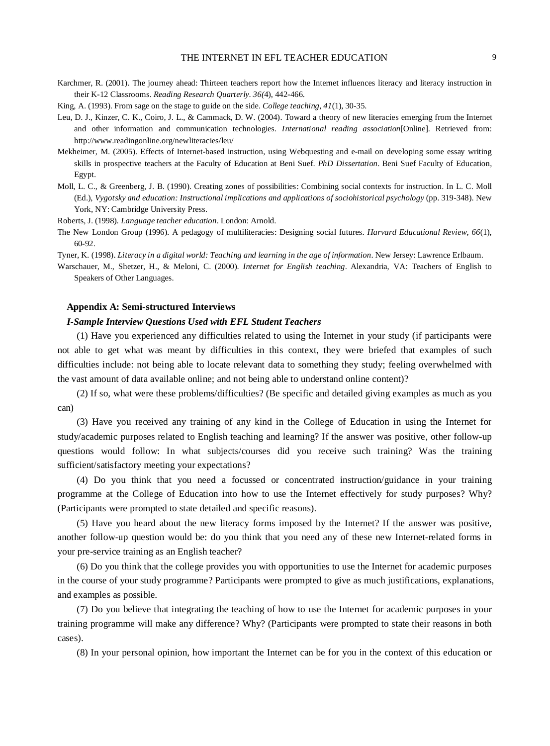Karchmer, R. (2001). The journey ahead: Thirteen teachers report how the Internet influences literacy and literacy instruction in their K-12 Classrooms. *Reading Research Quarterly. 36(*4), 442-466.

King, A. (1993). From sage on the stage to guide on the side. *College teaching*, *41*(1), 30-35.

Leu, D. J., Kinzer, C. K., Coiro, J. L., & Cammack, D. W. (2004). Toward a theory of new literacies emerging from the Internet and other information and communication technologies. *International reading association*[Online]. Retrieved from: http://www.readingonline.org/newliteracies/leu/

Mekheimer, M. (2005). Effects of Internet-based instruction, using Webquesting and e-mail on developing some essay writing skills in prospective teachers at the Faculty of Education at Beni Suef. *PhD Dissertation*. Beni Suef Faculty of Education, Egypt.

Moll, L. C., & Greenberg, J. B. (1990). Creating zones of possibilities: Combining social contexts for instruction. In L. C. Moll (Ed.), *Vygotsky and education: Instructional implications and applications of sociohistorical psychology* (pp. 319-348). New York, NY: Cambridge University Press.

Roberts, J. (1998). *Language teacher education*. London: Arnold.

The New London Group (1996). A pedagogy of multiliteracies: Designing social futures. *Harvard Educational Review, 66*(1), 60-92.

Tyner, K. (1998). *Literacy in a digital world: Teaching and learning in the age of information*. New Jersey: Lawrence Erlbaum.

Warschauer, M., Shetzer, H., & Meloni, C. (2000). *Internet for English teaching*. Alexandria, VA: Teachers of English to Speakers of Other Languages.

## Appendix A: Semi-structured Interviews

### *I-Sample Interview Questions Used with EFL Student Teachers*

(1) Have you experienced any difficulties related to using the Internet in your study (if participants were not able to get what was meant by difficulties in this context, they were briefed that examples of such difficulties include: not being able to locate relevant data to something they study; feeling overwhelmed with the vast amount of data available online; and not being able to understand online content)?

(2) If so, what were these problems/difficulties? (Be specific and detailed giving examples as much as you can)

(3) Have you received any training of any kind in the College of Education in using the Internet for study/academic purposes related to English teaching and learning? If the answer was positive, other follow-up questions would follow: In what subjects/courses did you receive such training? Was the training sufficient/satisfactory meeting your expectations?

(4) Do you think that you need a focussed or concentrated instruction/guidance in your training programme at the College of Education into how to use the Internet effectively for study purposes? Why? (Participants were prompted to state detailed and specific reasons).

(5) Have you heard about the new literacy forms imposed by the Internet? If the answer was positive, another follow-up question would be: do you think that you need any of these new Internet-related forms in your pre-service training as an English teacher?

(6) Do you think that the college provides you with opportunities to use the Internet for academic purposes in the course of your study programme? Participants were prompted to give as much justifications, explanations, and examples as possible.

(7) Do you believe that integrating the teaching of how to use the Internet for academic purposes in your training programme will make any difference? Why? (Participants were prompted to state their reasons in both cases).

(8) In your personal opinion, how important the Internet can be for you in the context of this education or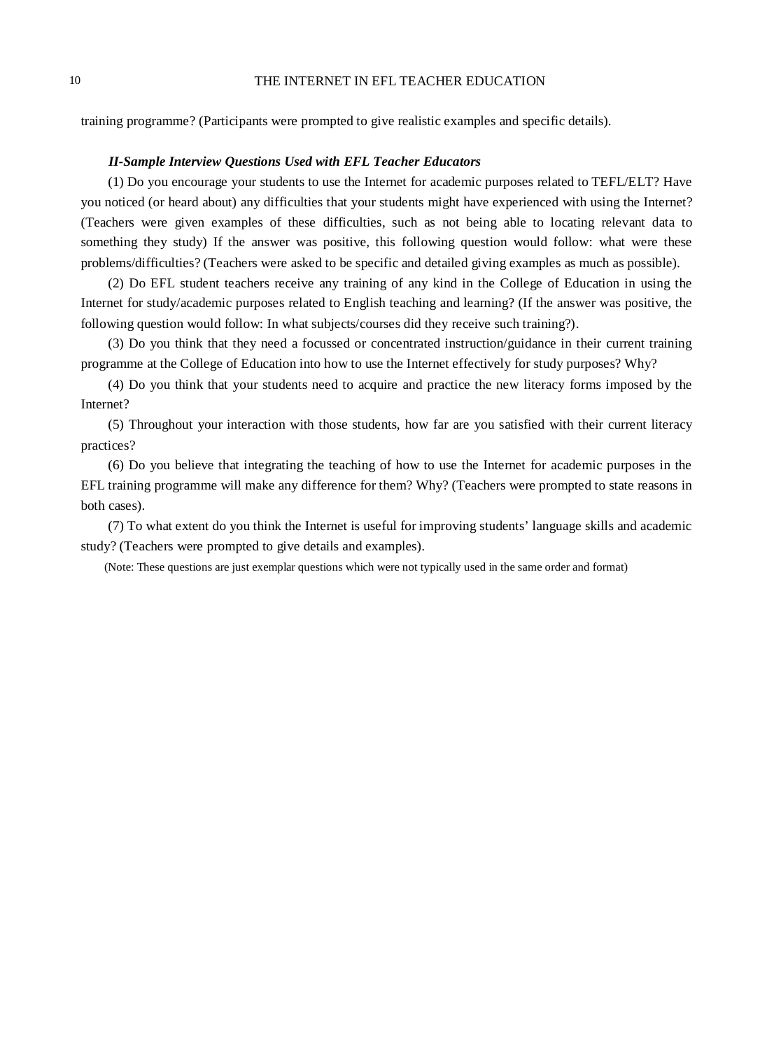training programme? (Participants were prompted to give realistic examples and specific details).

***II-Sample Interview Questions Used with EFL Teacher Educators***

(1) Do you encourage your students to use the Internet for academic purposes related to TEFL/ELT? Have you noticed (or heard about) any difficulties that your students might have experienced with using the Internet? (Teachers were given examples of these difficulties, such as not being able to locating relevant data to something they study) If the answer was positive, this following question would follow: what were these problems/difficulties? (Teachers were asked to be specific and detailed giving examples as much as possible).

(2) Do EFL student teachers receive any training of any kind in the College of Education in using the Internet for study/academic purposes related to English teaching and learning? (If the answer was positive, the following question would follow: In what subjects/courses did they receive such training?).

(3) Do you think that they need a focussed or concentrated instruction/guidance in their current training programme at the College of Education into how to use the Internet effectively for study purposes? Why?

(4) Do you think that your students need to acquire and practice the new literacy forms imposed by the Internet?

(5) Throughout your interaction with those students, how far are you satisfied with their current literacy practices?

(6) Do you believe that integrating the teaching of how to use the Internet for academic purposes in the EFL training programme will make any difference for them? Why? (Teachers were prompted to state reasons in both cases).

(7) To what extent do you think the Internet is useful for improving students' language skills and academic study? (Teachers were prompted to give details and examples).

(Note: These questions are just exemplar questions which were not typically used in the same order and format)